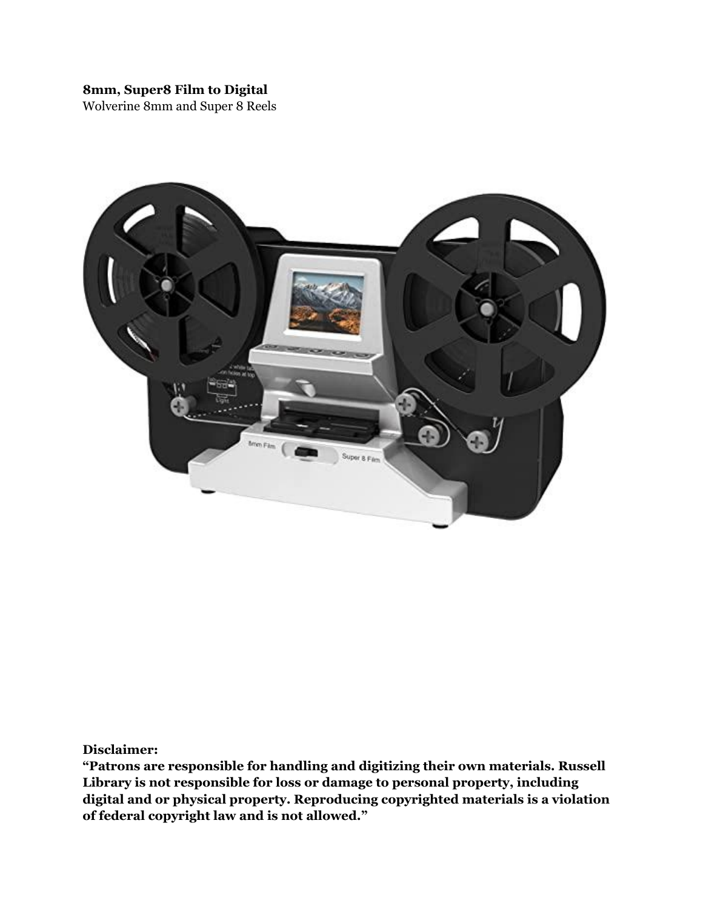**8mm, Super8 Film to Digital**
Wolverine 8mm and Super 8 Reels

**Disclaimer:**
**“Patrons are responsible for handling and digitizing their own materials. Russell Library is not responsible for loss or damage to personal property, including digital and or physical property. Reproducing copyrighted materials is a violation of federal copyright law and is not allowed.”**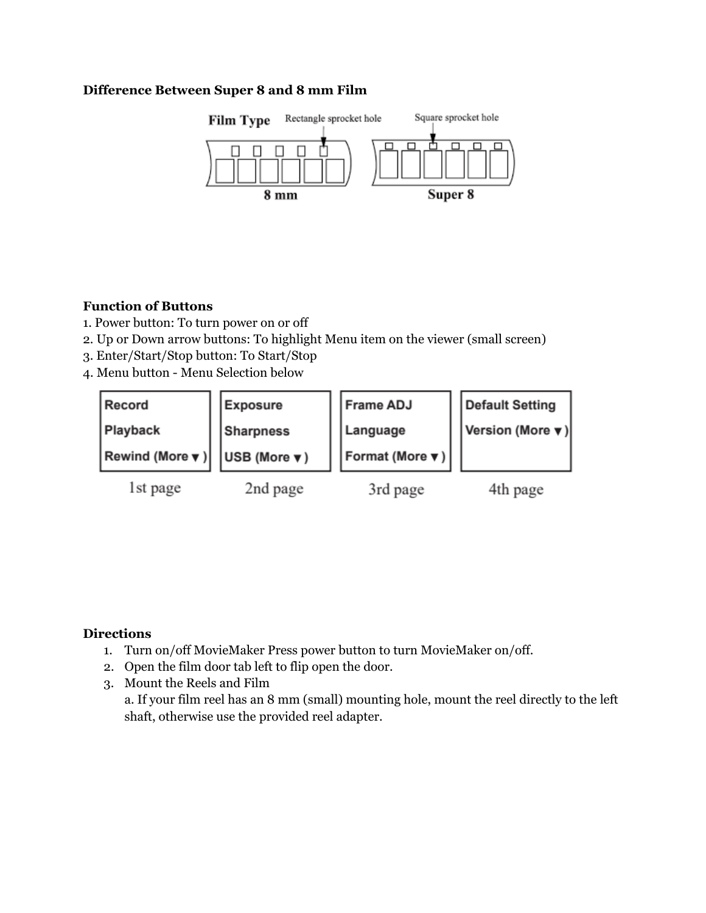**Difference Between Super 8 and 8 mm Film**

Film Type

Rectangle sprocket hole

Square sprocket hole

8 mm

Super 8

**Function of Buttons**

1. Power button: To turn power on or off
2. Up or Down arrow buttons: To highlight Menu item on the viewer (small screen)
3. Enter/Start/Stop button: To Start/Stop
4. Menu button - Menu Selection below

| 1st page | 2nd page | 3rd page | 4th page |
|---|---|---|---|
| Record | Exposure | Frame ADJ | Default Setting |
| Playback | Sharpness | Language | Version (More ▾) |
| Rewind (More ▾) | USB (More ▾) | Format (More ▾) | |

**Directions**

1. Turn on/off MovieMaker Press power button to turn MovieMaker on/off.
2. Open the film door tab left to flip open the door.
3. Mount the Reels and Film
   a. If your film reel has an 8 mm (small) mounting hole, mount the reel directly to the left shaft, otherwise use the provided reel adapter.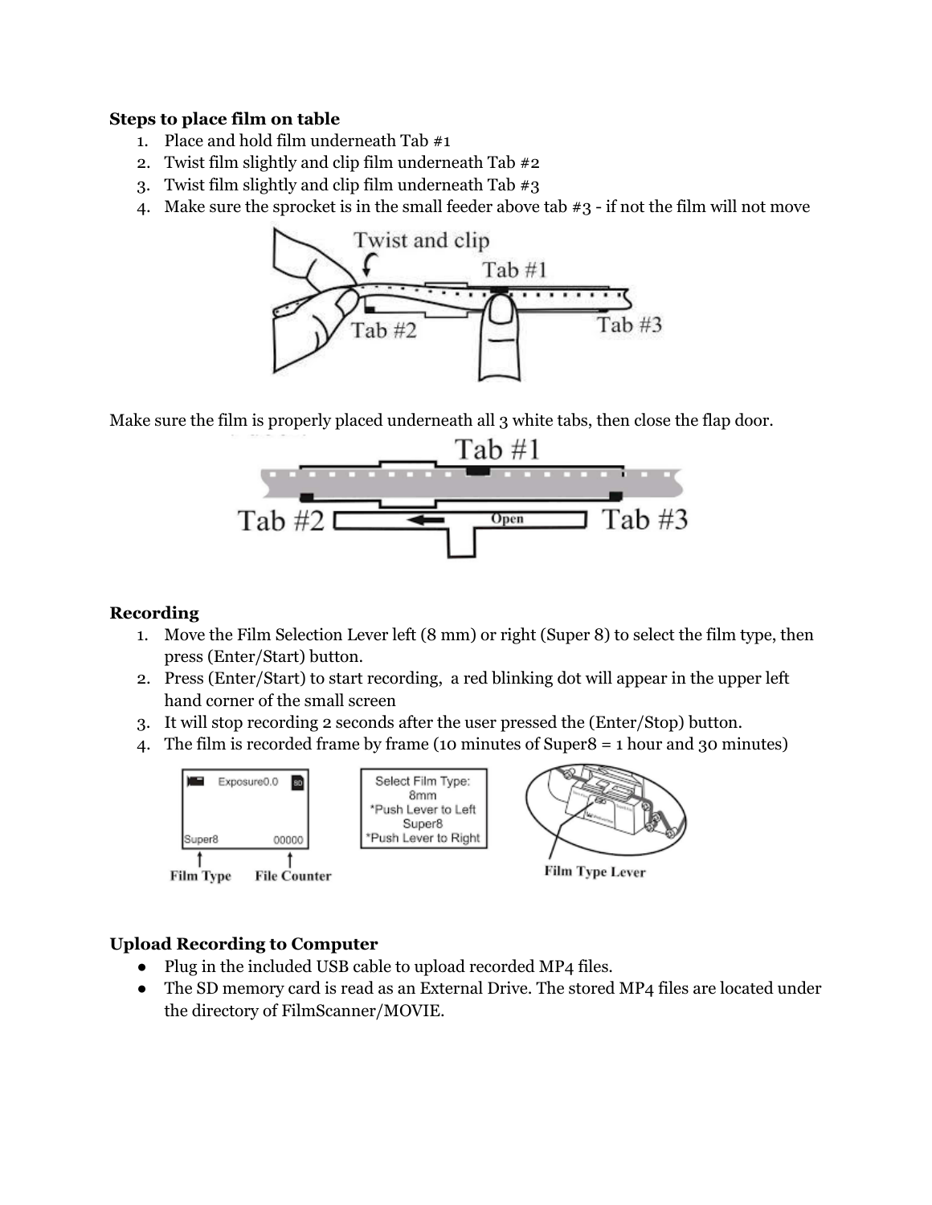**Steps to place film on table**

1. Place and hold film underneath Tab #1
2. Twist film slightly and clip film underneath Tab #2
3. Twist film slightly and clip film underneath Tab #3
4. Make sure the sprocket is in the small feeder above tab #3 - if not the film will not move

Make sure the film is properly placed underneath all 3 white tabs, then close the flap door.

**Recording**

1. Move the Film Selection Lever left (8 mm) or right (Super 8) to select the film type, then press (Enter/Start) button.
2. Press (Enter/Start) to start recording, a red blinking dot will appear in the upper left hand corner of the small screen
3. It will stop recording 2 seconds after the user pressed the (Enter/Stop) button.
4. The film is recorded frame by frame (10 minutes of Super8 = 1 hour and 30 minutes)

**Upload Recording to Computer**

- Plug in the included USB cable to upload recorded MP4 files.
- The SD memory card is read as an External Drive. The stored MP4 files are located under the directory of FilmScanner/MOVIE.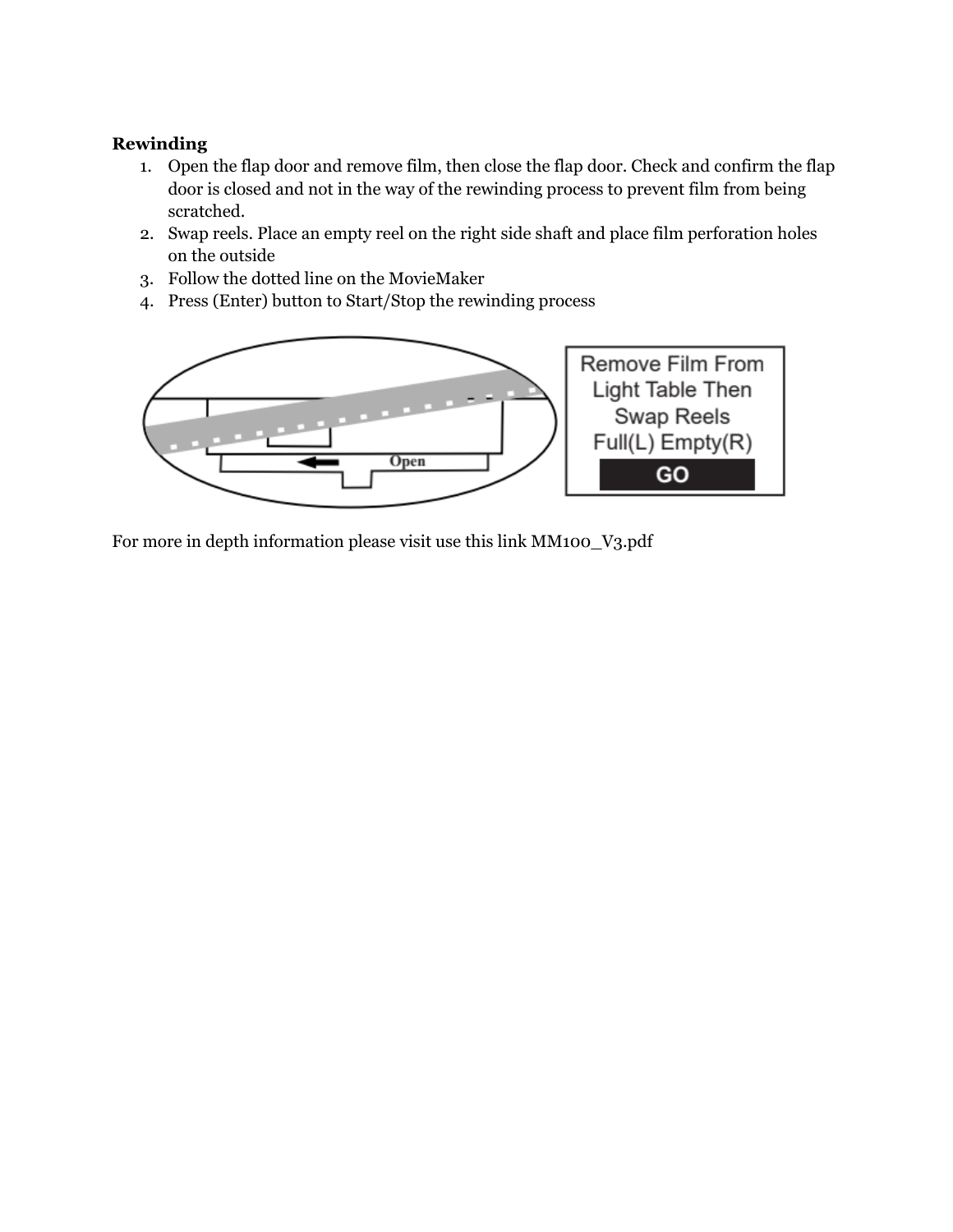**Rewinding**

1. Open the flap door and remove film, then close the flap door. Check and confirm the flap door is closed and not in the way of the rewinding process to prevent film from being scratched.
2. Swap reels. Place an empty reel on the right side shaft and place film perforation holes on the outside
3. Follow the dotted line on the MovieMaker
4. Press (Enter) button to Start/Stop the rewinding process

Open

Remove Film From
Light Table Then
Swap Reels
Full(L) Empty(R)
GO

For more in depth information please visit use this link MM100_V3.pdf